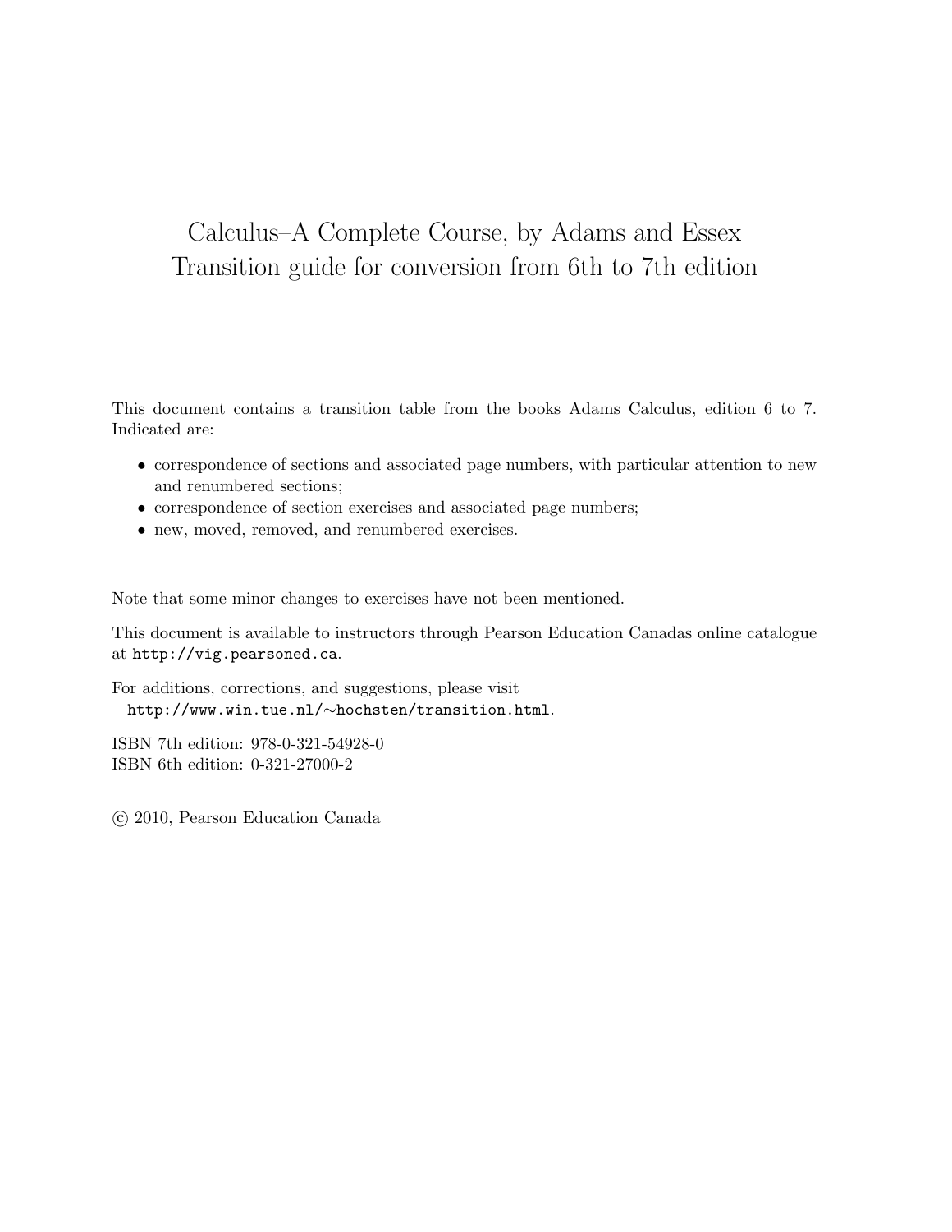# Calculus–A Complete Course, by Adams and Essex
# Transition guide for conversion from 6th to 7th edition

This document contains a transition table from the books Adams Calculus, edition 6 to 7. Indicated are:

- correspondence of sections and associated page numbers, with particular attention to new and renumbered sections;
- correspondence of section exercises and associated page numbers;
- new, moved, removed, and renumbered exercises.

Note that some minor changes to exercises have not been mentioned.

This document is available to instructors through Pearson Education Canadas online catalogue at `http://vig.pearsoned.ca`.

For additions, corrections, and suggestions, please visit
`http://www.win.tue.nl/∼hochsten/transition.html`.

ISBN 7th edition: 978-0-321-54928-0
ISBN 6th edition: 0-321-27000-2

© 2010, Pearson Education Canada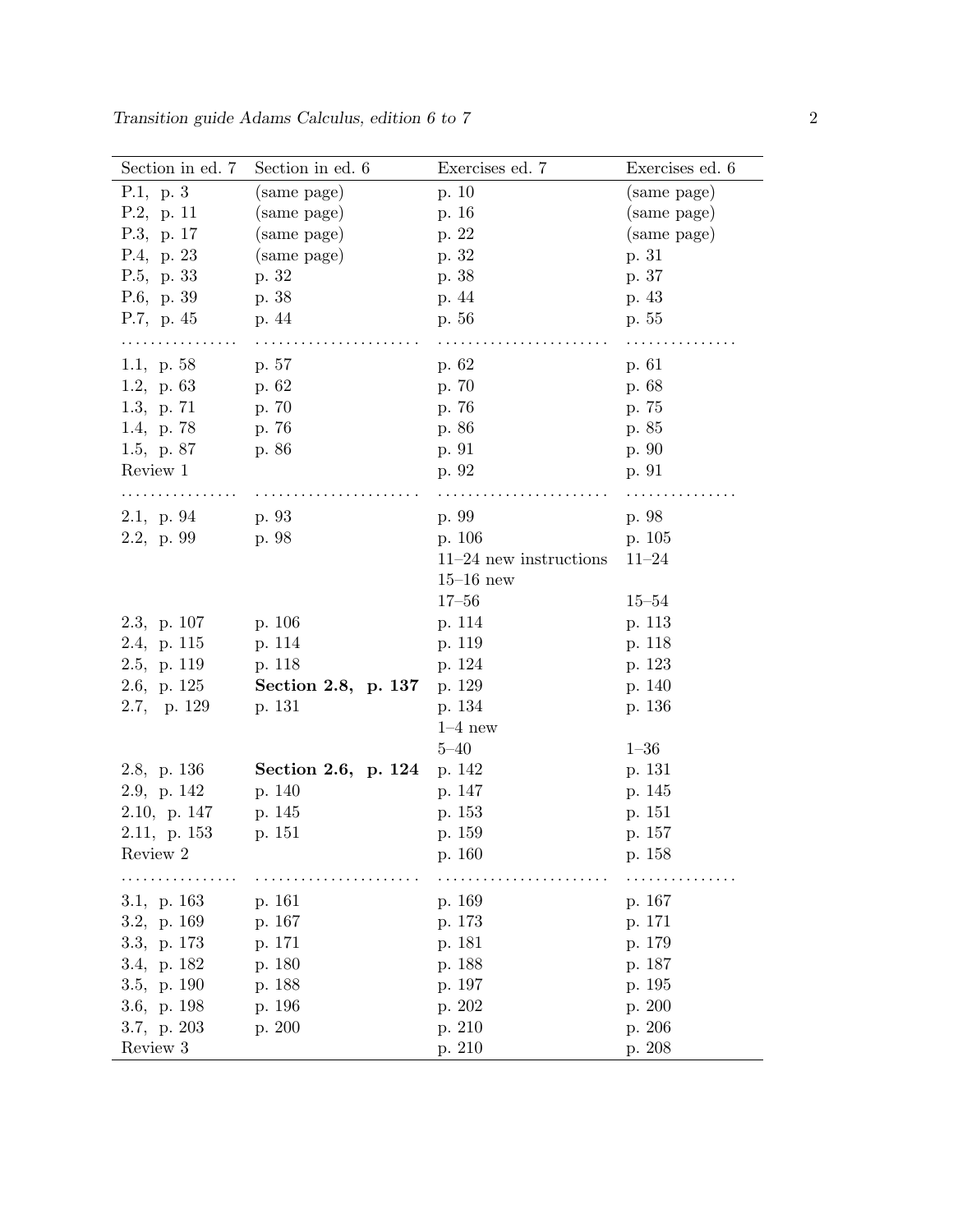| Section in ed. 7 | Section in ed. 6 | Exercises ed. 7 | Exercises ed. 6 |
|---|---|---|---|
| P.1, p. 3 | (same page) | p. 10 | (same page) |
| P.2, p. 11 | (same page) | p. 16 | (same page) |
| P.3, p. 17 | (same page) | p. 22 | (same page) |
| P.4, p. 23 | (same page) | p. 32 | p. 31 |
| P.5, p. 33 | p. 32 | p. 38 | p. 37 |
| P.6, p. 39 | p. 38 | p. 44 | p. 43 |
| P.7, p. 45 | p. 44 | p. 56 | p. 55 |
| ............... | ..................... | ...................... | .............. |
| 1.1, p. 58 | p. 57 | p. 62 | p. 61 |
| 1.2, p. 63 | p. 62 | p. 70 | p. 68 |
| 1.3, p. 71 | p. 70 | p. 76 | p. 75 |
| 1.4, p. 78 | p. 76 | p. 86 | p. 85 |
| 1.5, p. 87 | p. 86 | p. 91 | p. 90 |
| Review 1 | | p. 92 | p. 91 |
| ............... | ..................... | ...................... | .............. |
| 2.1, p. 94 | p. 93 | p. 99 | p. 98 |
| 2.2, p. 99 | p. 98 | p. 106 | p. 105 |
| | | 11–24 new instructions | 11–24 |
| | | 15–16 new | |
| | | 17–56 | 15–54 |
| 2.3, p. 107 | p. 106 | p. 114 | p. 113 |
| 2.4, p. 115 | p. 114 | p. 119 | p. 118 |
| 2.5, p. 119 | p. 118 | p. 124 | p. 123 |
| 2.6, p. 125 | **Section 2.8, p. 137** | p. 129 | p. 140 |
| 2.7, p. 129 | p. 131 | p. 134 | p. 136 |
| | | 1–4 new | |
| | | 5–40 | 1–36 |
| 2.8, p. 136 | **Section 2.6, p. 124** | p. 142 | p. 131 |
| 2.9, p. 142 | p. 140 | p. 147 | p. 145 |
| 2.10, p. 147 | p. 145 | p. 153 | p. 151 |
| 2.11, p. 153 | p. 151 | p. 159 | p. 157 |
| Review 2 | | p. 160 | p. 158 |
| ............... | ..................... | ...................... | .............. |
| 3.1, p. 163 | p. 161 | p. 169 | p. 167 |
| 3.2, p. 169 | p. 167 | p. 173 | p. 171 |
| 3.3, p. 173 | p. 171 | p. 181 | p. 179 |
| 3.4, p. 182 | p. 180 | p. 188 | p. 187 |
| 3.5, p. 190 | p. 188 | p. 197 | p. 195 |
| 3.6, p. 198 | p. 196 | p. 202 | p. 200 |
| 3.7, p. 203 | p. 200 | p. 210 | p. 206 |
| Review 3 | | p. 210 | p. 208 |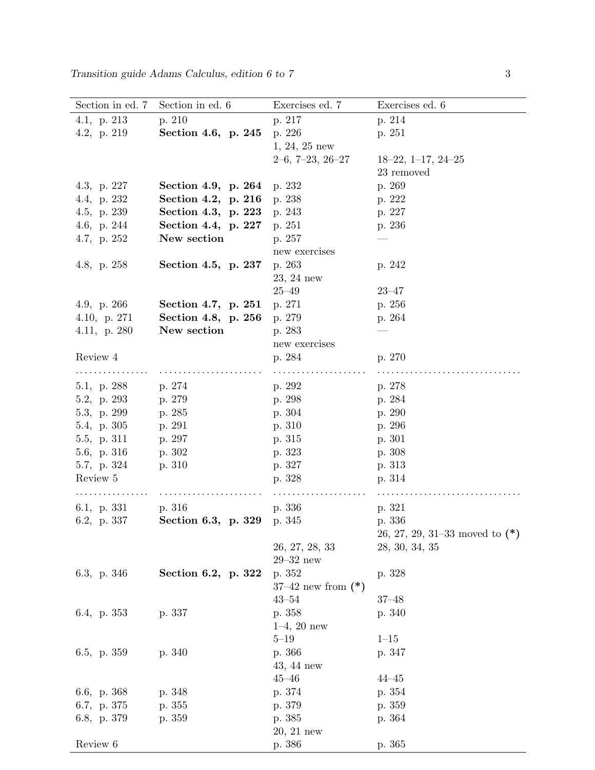| Section in ed. 7 | Section in ed. 6 | Exercises ed. 7 | Exercises ed. 6 |
|---|---|---|---|
| 4.1, p. 213 | p. 210 | p. 217 | p. 214 |
| 4.2, p. 219 | **Section 4.6, p. 245** | p. 226 | p. 251 |
| | | 1, 24, 25 new | |
| | | 2–6, 7–23, 26–27 | 18–22, 1–17, 24–25 |
| | | | 23 removed |
| 4.3, p. 227 | **Section 4.9, p. 264** | p. 232 | p. 269 |
| 4.4, p. 232 | **Section 4.2, p. 216** | p. 238 | p. 222 |
| 4.5, p. 239 | **Section 4.3, p. 223** | p. 243 | p. 227 |
| 4.6, p. 244 | **Section 4.4, p. 227** | p. 251 | p. 236 |
| 4.7, p. 252 | **New section** | p. 257 | — |
| | | new exercises | |
| 4.8, p. 258 | **Section 4.5, p. 237** | p. 263 | p. 242 |
| | | 23, 24 new | |
| | | 25–49 | 23–47 |
| 4.9, p. 266 | **Section 4.7, p. 251** | p. 271 | p. 256 |
| 4.10, p. 271 | **Section 4.8, p. 256** | p. 279 | p. 264 |
| 4.11, p. 280 | **New section** | p. 283 | — |
| | | new exercises | |
| Review 4 | | p. 284 | p. 270 |
| ............... | ..................... | ................... | ............................. |
| 5.1, p. 288 | p. 274 | p. 292 | p. 278 |
| 5.2, p. 293 | p. 279 | p. 298 | p. 284 |
| 5.3, p. 299 | p. 285 | p. 304 | p. 290 |
| 5.4, p. 305 | p. 291 | p. 310 | p. 296 |
| 5.5, p. 311 | p. 297 | p. 315 | p. 301 |
| 5.6, p. 316 | p. 302 | p. 323 | p. 308 |
| 5.7, p. 324 | p. 310 | p. 327 | p. 313 |
| Review 5 | | p. 328 | p. 314 |
| ............... | ..................... | ................... | ............................. |
| 6.1, p. 331 | p. 316 | p. 336 | p. 321 |
| 6.2, p. 337 | **Section 6.3, p. 329** | p. 345 | p. 336 |
| | | | 26, 27, 29, 31–33 moved to **(*)** |
| | | 26, 27, 28, 33 | 28, 30, 34, 35 |
| | | 29–32 new | |
| 6.3, p. 346 | **Section 6.2, p. 322** | p. 352 | p. 328 |
| | | 37–42 new from **(*)** | |
| | | 43–54 | 37–48 |
| 6.4, p. 353 | p. 337 | p. 358 | p. 340 |
| | | 1–4, 20 new | |
| | | 5–19 | 1–15 |
| 6.5, p. 359 | p. 340 | p. 366 | p. 347 |
| | | 43, 44 new | |
| | | 45–46 | 44–45 |
| 6.6, p. 368 | p. 348 | p. 374 | p. 354 |
| 6.7, p. 375 | p. 355 | p. 379 | p. 359 |
| 6.8, p. 379 | p. 359 | p. 385 | p. 364 |
| | | 20, 21 new | |
| Review 6 | | p. 386 | p. 365 |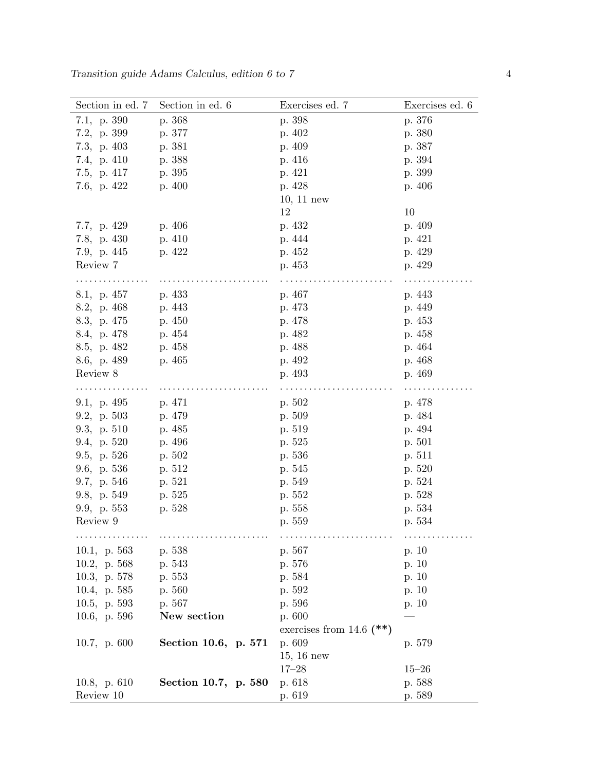| Section in ed. 7 | Section in ed. 6 | Exercises ed. 7 | Exercises ed. 6 |
|---|---|---|---|
| 7.1, p. 390 | p. 368 | p. 398 | p. 376 |
| 7.2, p. 399 | p. 377 | p. 402 | p. 380 |
| 7.3, p. 403 | p. 381 | p. 409 | p. 387 |
| 7.4, p. 410 | p. 388 | p. 416 | p. 394 |
| 7.5, p. 417 | p. 395 | p. 421 | p. 399 |
| 7.6, p. 422 | p. 400 | p. 428 | p. 406 |
| | | 10, 11 new | |
| | | 12 | 10 |
| 7.7, p. 429 | p. 406 | p. 432 | p. 409 |
| 7.8, p. 430 | p. 410 | p. 444 | p. 421 |
| 7.9, p. 445 | p. 422 | p. 452 | p. 429 |
| Review 7 | | p. 453 | p. 429 |
| ............... | ...................... | ...................... | ............. |
| 8.1, p. 457 | p. 433 | p. 467 | p. 443 |
| 8.2, p. 468 | p. 443 | p. 473 | p. 449 |
| 8.3, p. 475 | p. 450 | p. 478 | p. 453 |
| 8.4, p. 478 | p. 454 | p. 482 | p. 458 |
| 8.5, p. 482 | p. 458 | p. 488 | p. 464 |
| 8.6, p. 489 | p. 465 | p. 492 | p. 468 |
| Review 8 | | p. 493 | p. 469 |
| ............... | ...................... | ...................... | ............. |
| 9.1, p. 495 | p. 471 | p. 502 | p. 478 |
| 9.2, p. 503 | p. 479 | p. 509 | p. 484 |
| 9.3, p. 510 | p. 485 | p. 519 | p. 494 |
| 9.4, p. 520 | p. 496 | p. 525 | p. 501 |
| 9.5, p. 526 | p. 502 | p. 536 | p. 511 |
| 9.6, p. 536 | p. 512 | p. 545 | p. 520 |
| 9.7, p. 546 | p. 521 | p. 549 | p. 524 |
| 9.8, p. 549 | p. 525 | p. 552 | p. 528 |
| 9.9, p. 553 | p. 528 | p. 558 | p. 534 |
| Review 9 | | p. 559 | p. 534 |
| ............... | ...................... | ...................... | ............. |
| 10.1, p. 563 | p. 538 | p. 567 | p. 10 |
| 10.2, p. 568 | p. 543 | p. 576 | p. 10 |
| 10.3, p. 578 | p. 553 | p. 584 | p. 10 |
| 10.4, p. 585 | p. 560 | p. 592 | p. 10 |
| 10.5, p. 593 | p. 567 | p. 596 | p. 10 |
| 10.6, p. 596 | **New section** | p. 600 | — |
| | | exercises from 14.6 **(**)** | |
| 10.7, p. 600 | **Section 10.6, p. 571** | p. 609 | p. 579 |
| | | 15, 16 new | |
| | | 17–28 | 15–26 |
| 10.8, p. 610 | **Section 10.7, p. 580** | p. 618 | p. 588 |
| Review 10 | | p. 619 | p. 589 |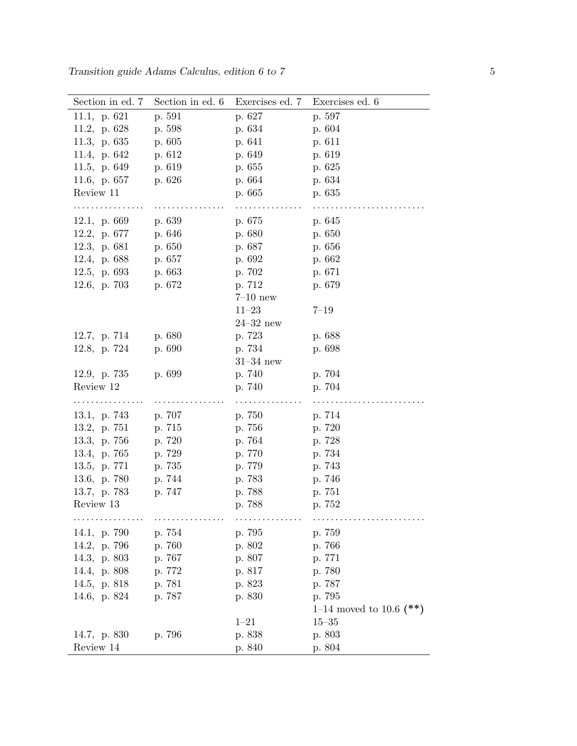| Section in ed. 7 | Section in ed. 6 | Exercises ed. 7 | Exercises ed. 6 |
|---|---|---|---|
| 11.1, p. 621 | p. 591 | p. 627 | p. 597 |
| 11.2, p. 628 | p. 598 | p. 634 | p. 604 |
| 11.3, p. 635 | p. 605 | p. 641 | p. 611 |
| 11.4, p. 642 | p. 612 | p. 649 | p. 619 |
| 11.5, p. 649 | p. 619 | p. 655 | p. 625 |
| 11.6, p. 657 | p. 626 | p. 664 | p. 634 |
| Review 11 | | p. 665 | p. 635 |
| ................ | ................ | ............... | ......................... |
| 12.1, p. 669 | p. 639 | p. 675 | p. 645 |
| 12.2, p. 677 | p. 646 | p. 680 | p. 650 |
| 12.3, p. 681 | p. 650 | p. 687 | p. 656 |
| 12.4, p. 688 | p. 657 | p. 692 | p. 662 |
| 12.5, p. 693 | p. 663 | p. 702 | p. 671 |
| 12.6, p. 703 | p. 672 | p. 712 | p. 679 |
| | | 7–10 new | |
| | | 11–23 | 7–19 |
| | | 24–32 new | |
| 12.7, p. 714 | p. 680 | p. 723 | p. 688 |
| 12.8, p. 724 | p. 690 | p. 734 | p. 698 |
| | | 31–34 new | |
| 12.9, p. 735 | p. 699 | p. 740 | p. 704 |
| Review 12 | | p. 740 | p. 704 |
| ................ | ................ | ............... | ......................... |
| 13.1, p. 743 | p. 707 | p. 750 | p. 714 |
| 13.2, p. 751 | p. 715 | p. 756 | p. 720 |
| 13.3, p. 756 | p. 720 | p. 764 | p. 728 |
| 13.4, p. 765 | p. 729 | p. 770 | p. 734 |
| 13.5, p. 771 | p. 735 | p. 779 | p. 743 |
| 13.6, p. 780 | p. 744 | p. 783 | p. 746 |
| 13.7, p. 783 | p. 747 | p. 788 | p. 751 |
| Review 13 | | p. 788 | p. 752 |
| ................ | ................ | ............... | ......................... |
| 14.1, p. 790 | p. 754 | p. 795 | p. 759 |
| 14.2, p. 796 | p. 760 | p. 802 | p. 766 |
| 14.3, p. 803 | p. 767 | p. 807 | p. 771 |
| 14.4, p. 808 | p. 772 | p. 817 | p. 780 |
| 14.5, p. 818 | p. 781 | p. 823 | p. 787 |
| 14.6, p. 824 | p. 787 | p. 830 | p. 795 |
| | | | 1–14 moved to 10.6 **(\*\*)** |
| | | 1–21 | 15–35 |
| 14.7, p. 830 | p. 796 | p. 838 | p. 803 |
| Review 14 | | p. 840 | p. 804 |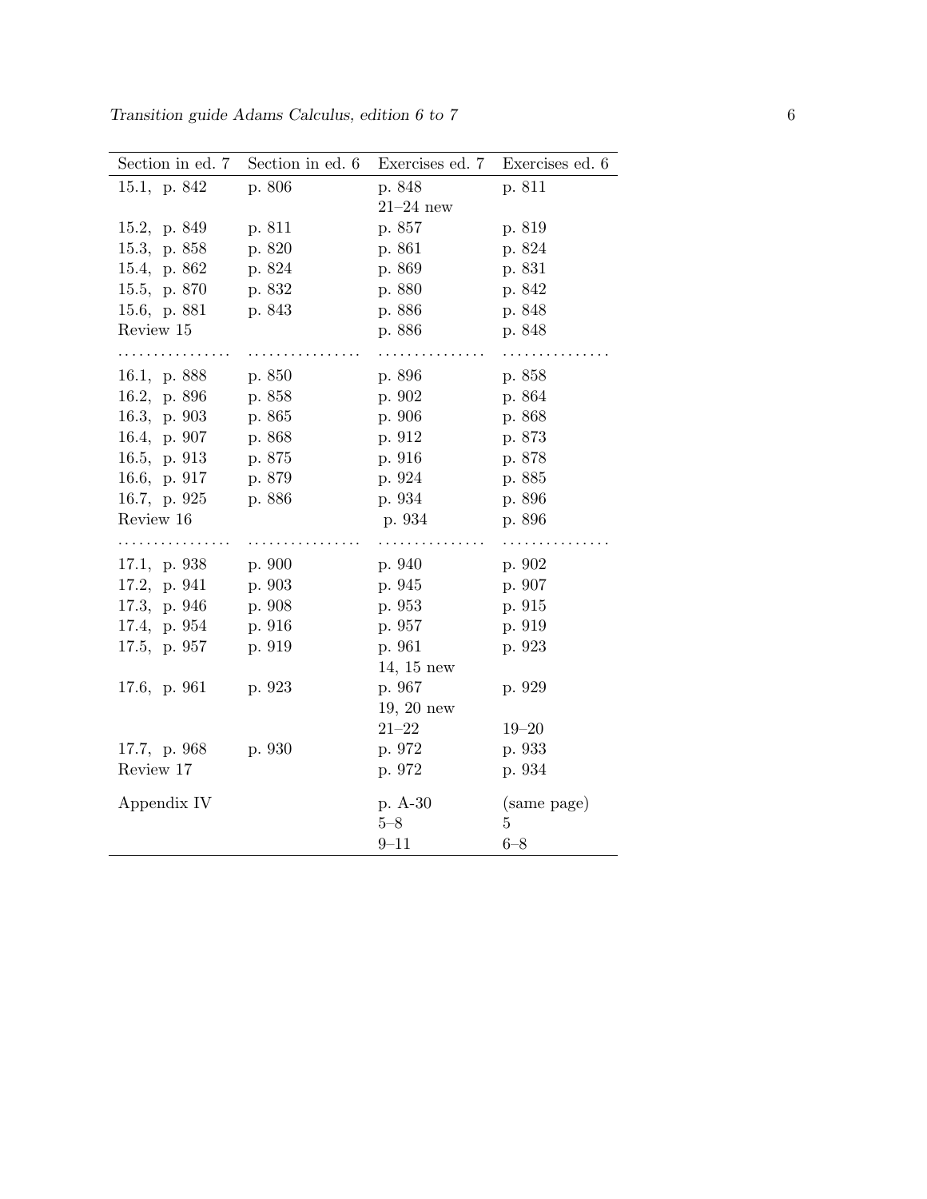| Section in ed. 7 | Section in ed. 6 | Exercises ed. 7 | Exercises ed. 6 |
|---|---|---|---|
| 15.1, p. 842 | p. 806 | p. 848 | p. 811 |
| | | 21–24 new | |
| 15.2, p. 849 | p. 811 | p. 857 | p. 819 |
| 15.3, p. 858 | p. 820 | p. 861 | p. 824 |
| 15.4, p. 862 | p. 824 | p. 869 | p. 831 |
| 15.5, p. 870 | p. 832 | p. 880 | p. 842 |
| 15.6, p. 881 | p. 843 | p. 886 | p. 848 |
| Review 15 | | p. 886 | p. 848 |
| ................ | ................ | ................ | ................ |
| 16.1, p. 888 | p. 850 | p. 896 | p. 858 |
| 16.2, p. 896 | p. 858 | p. 902 | p. 864 |
| 16.3, p. 903 | p. 865 | p. 906 | p. 868 |
| 16.4, p. 907 | p. 868 | p. 912 | p. 873 |
| 16.5, p. 913 | p. 875 | p. 916 | p. 878 |
| 16.6, p. 917 | p. 879 | p. 924 | p. 885 |
| 16.7, p. 925 | p. 886 | p. 934 | p. 896 |
| Review 16 | | p. 934 | p. 896 |
| ................ | ................ | ................ | ................ |
| 17.1, p. 938 | p. 900 | p. 940 | p. 902 |
| 17.2, p. 941 | p. 903 | p. 945 | p. 907 |
| 17.3, p. 946 | p. 908 | p. 953 | p. 915 |
| 17.4, p. 954 | p. 916 | p. 957 | p. 919 |
| 17.5, p. 957 | p. 919 | p. 961 | p. 923 |
| | | 14, 15 new | |
| 17.6, p. 961 | p. 923 | p. 967 | p. 929 |
| | | 19, 20 new | |
| | | 21–22 | 19–20 |
| 17.7, p. 968 | p. 930 | p. 972 | p. 933 |
| Review 17 | | p. 972 | p. 934 |
| Appendix IV | | p. A-30 | (same page) |
| | | 5–8 | 5 |
| | | 9–11 | 6–8 |